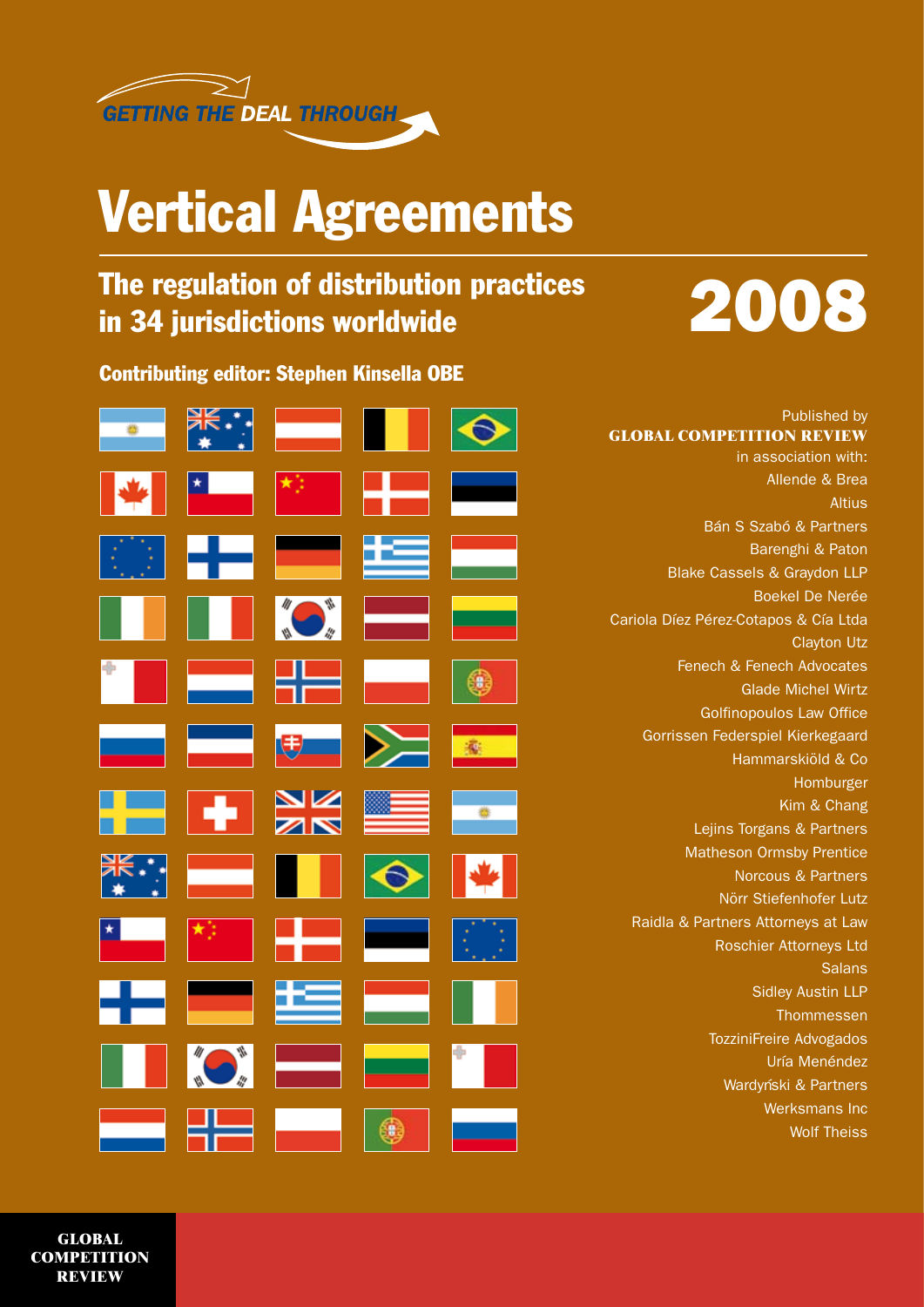GETTING THE DEAL THROUGH

# Vertical Agreements

## The regulation of distribution practices in 34 jurisdictions worldwide

## 2008

**Contributing editor: Stephen Kinsella OBE**

Published by
**GLOBAL COMPETITION REVIEW**
in association with:

Allende & Brea
Altius
Bán S Szabó & Partners
Barenghi & Paton
Blake Cassels & Graydon LLP
Boekel De Nerée
Cariola Díez Pérez-Cotapos & Cía Ltda
Clayton Utz
Fenech & Fenech Advocates
Glade Michel Wirtz
Golfinopoulos Law Office
Gorrissen Federspiel Kierkegaard
Hammarskiöld & Co
Homburger
Kim & Chang
Lejins Torgans & Partners
Matheson Ormsby Prentice
Norcous & Partners
Nörr Stiefenhofer Lutz
Raidla & Partners Attorneys at Law
Roschier Attorneys Ltd
Salans
Sidley Austin LLP
Thommessen
TozziniFreire Advogados
Uría Menéndez
Wardyński & Partners
Werksmans Inc
Wolf Theiss

**GLOBAL COMPETITION REVIEW**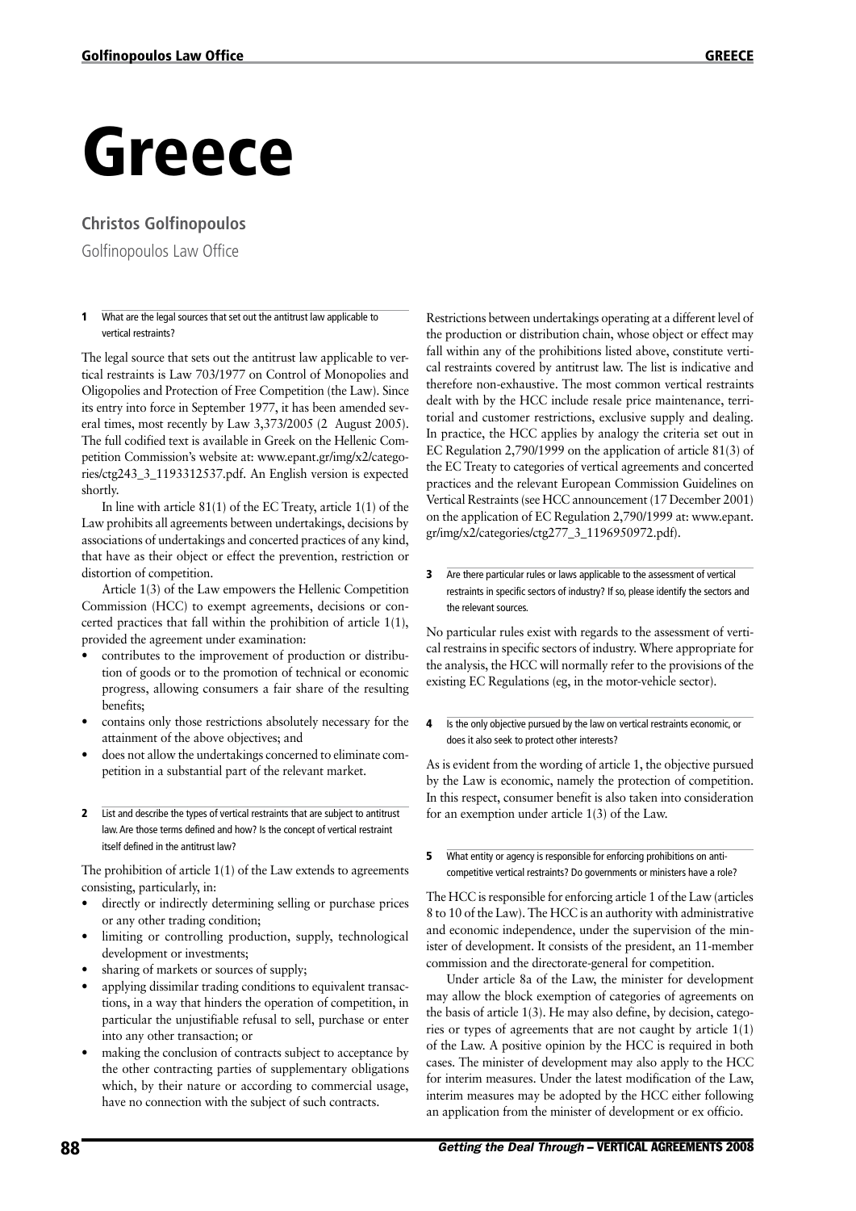# Greece

**Christos Golfinopoulos**

Golfinopoulos Law Office

**1** What are the legal sources that set out the antitrust law applicable to vertical restraints?

The legal source that sets out the antitrust law applicable to vertical restraints is Law 703/1977 on Control of Monopolies and Oligopolies and Protection of Free Competition (the Law). Since its entry into force in September 1977, it has been amended several times, most recently by Law 3,373/2005 (2 August 2005). The full codified text is available in Greek on the Hellenic Competition Commission's website at: www.epant.gr/img/x2/categories/ctg243_3_1193312537.pdf. An English version is expected shortly.

In line with article 81(1) of the EC Treaty, article 1(1) of the Law prohibits all agreements between undertakings, decisions by associations of undertakings and concerted practices of any kind, that have as their object or effect the prevention, restriction or distortion of competition.

Article 1(3) of the Law empowers the Hellenic Competition Commission (HCC) to exempt agreements, decisions or concerted practices that fall within the prohibition of article 1(1), provided the agreement under examination:

- contributes to the improvement of production or distribution of goods or to the promotion of technical or economic progress, allowing consumers a fair share of the resulting benefits;
- contains only those restrictions absolutely necessary for the attainment of the above objectives; and
- does not allow the undertakings concerned to eliminate competition in a substantial part of the relevant market.

**2** List and describe the types of vertical restraints that are subject to antitrust law. Are those terms defined and how? Is the concept of vertical restraint itself defined in the antitrust law?

The prohibition of article 1(1) of the Law extends to agreements consisting, particularly, in:

- directly or indirectly determining selling or purchase prices or any other trading condition;
- limiting or controlling production, supply, technological development or investments;
- sharing of markets or sources of supply;
- applying dissimilar trading conditions to equivalent transactions, in a way that hinders the operation of competition, in particular the unjustifiable refusal to sell, purchase or enter into any other transaction; or
- making the conclusion of contracts subject to acceptance by the other contracting parties of supplementary obligations which, by their nature or according to commercial usage, have no connection with the subject of such contracts.

Restrictions between undertakings operating at a different level of the production or distribution chain, whose object or effect may fall within any of the prohibitions listed above, constitute vertical restraints covered by antitrust law. The list is indicative and therefore non-exhaustive. The most common vertical restraints dealt with by the HCC include resale price maintenance, territorial and customer restrictions, exclusive supply and dealing. In practice, the HCC applies by analogy the criteria set out in EC Regulation 2,790/1999 on the application of article 81(3) of the EC Treaty to categories of vertical agreements and concerted practices and the relevant European Commission Guidelines on Vertical Restraints (see HCC announcement (17 December 2001) on the application of EC Regulation 2,790/1999 at: www.epant.gr/img/x2/categories/ctg277_3_1196950972.pdf).

**3** Are there particular rules or laws applicable to the assessment of vertical restraints in specific sectors of industry? If so, please identify the sectors and the relevant sources.

No particular rules exist with regards to the assessment of vertical restrains in specific sectors of industry. Where appropriate for the analysis, the HCC will normally refer to the provisions of the existing EC Regulations (eg, in the motor-vehicle sector).

**4** Is the only objective pursued by the law on vertical restraints economic, or does it also seek to protect other interests?

As is evident from the wording of article 1, the objective pursued by the Law is economic, namely the protection of competition. In this respect, consumer benefit is also taken into consideration for an exemption under article 1(3) of the Law.

**5** What entity or agency is responsible for enforcing prohibitions on anti-competitive vertical restraints? Do governments or ministers have a role?

The HCC is responsible for enforcing article 1 of the Law (articles 8 to 10 of the Law). The HCC is an authority with administrative and economic independence, under the supervision of the minister of development. It consists of the president, an 11-member commission and the directorate-general for competition.

Under article 8a of the Law, the minister for development may allow the block exemption of categories of agreements on the basis of article 1(3). He may also define, by decision, categories or types of agreements that are not caught by article 1(1) of the Law. A positive opinion by the HCC is required in both cases. The minister of development may also apply to the HCC for interim measures. Under the latest modification of the Law, interim measures may be adopted by the HCC either following an application from the minister of development or ex officio.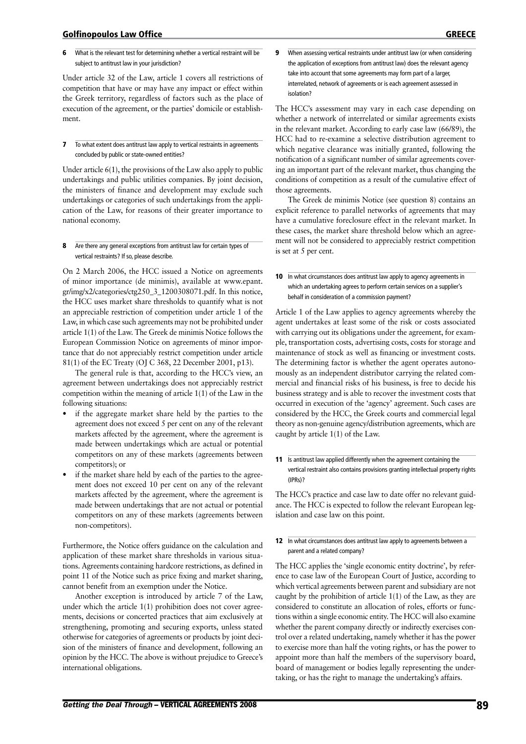**6** What is the relevant test for determining whether a vertical restraint will be subject to antitrust law in your jurisdiction?

Under article 32 of the Law, article 1 covers all restrictions of competition that have or may have any impact or effect within the Greek territory, regardless of factors such as the place of execution of the agreement, or the parties' domicile or establishment.

**7** To what extent does antitrust law apply to vertical restraints in agreements concluded by public or state-owned entities?

Under article 6(1), the provisions of the Law also apply to public undertakings and public utilities companies. By joint decision, the ministers of finance and development may exclude such undertakings or categories of such undertakings from the application of the Law, for reasons of their greater importance to national economy.

**8** Are there any general exceptions from antitrust law for certain types of vertical restraints? If so, please describe.

On 2 March 2006, the HCC issued a Notice on agreements of minor importance (de minimis), available at www.epant.gr/img/x2/categories/ctg250_3_1200308071.pdf. In this notice, the HCC uses market share thresholds to quantify what is not an appreciable restriction of competition under article 1 of the Law, in which case such agreements may not be prohibited under article 1(1) of the Law. The Greek de minimis Notice follows the European Commission Notice on agreements of minor importance that do not appreciably restrict competition under article 81(1) of the EC Treaty (OJ C 368, 22 December 2001, p13).

The general rule is that, according to the HCC's view, an agreement between undertakings does not appreciably restrict competition within the meaning of article 1(1) of the Law in the following situations:

- if the aggregate market share held by the parties to the agreement does not exceed 5 per cent on any of the relevant markets affected by the agreement, where the agreement is made between undertakings which are actual or potential competitors on any of these markets (agreements between competitors); or
- if the market share held by each of the parties to the agreement does not exceed 10 per cent on any of the relevant markets affected by the agreement, where the agreement is made between undertakings that are not actual or potential competitors on any of these markets (agreements between non-competitors).

Furthermore, the Notice offers guidance on the calculation and application of these market share thresholds in various situations. Agreements containing hardcore restrictions, as defined in point 11 of the Notice such as price fixing and market sharing, cannot benefit from an exemption under the Notice.

Another exception is introduced by article 7 of the Law, under which the article 1(1) prohibition does not cover agreements, decisions or concerted practices that aim exclusively at strengthening, promoting and securing exports, unless stated otherwise for categories of agreements or products by joint decision of the ministers of finance and development, following an opinion by the HCC. The above is without prejudice to Greece's international obligations.

**9** When assessing vertical restraints under antitrust law (or when considering the application of exceptions from antitrust law) does the relevant agency take into account that some agreements may form part of a larger, interrelated, network of agreements or is each agreement assessed in isolation?

The HCC's assessment may vary in each case depending on whether a network of interrelated or similar agreements exists in the relevant market. According to early case law (66/89), the HCC had to re-examine a selective distribution agreement to which negative clearance was initially granted, following the notification of a significant number of similar agreements covering an important part of the relevant market, thus changing the conditions of competition as a result of the cumulative effect of those agreements.

The Greek de minimis Notice (see question 8) contains an explicit reference to parallel networks of agreements that may have a cumulative foreclosure effect in the relevant market. In these cases, the market share threshold below which an agreement will not be considered to appreciably restrict competition is set at 5 per cent.

**10** In what circumstances does antitrust law apply to agency agreements in which an undertaking agrees to perform certain services on a supplier's behalf in consideration of a commission payment?

Article 1 of the Law applies to agency agreements whereby the agent undertakes at least some of the risk or costs associated with carrying out its obligations under the agreement, for example, transportation costs, advertising costs, costs for storage and maintenance of stock as well as financing or investment costs. The determining factor is whether the agent operates autonomously as an independent distributor carrying the related commercial and financial risks of his business, is free to decide his business strategy and is able to recover the investment costs that occurred in execution of the 'agency' agreement. Such cases are considered by the HCC, the Greek courts and commercial legal theory as non-genuine agency/distribution agreements, which are caught by article 1(1) of the Law.

**11** Is antitrust law applied differently when the agreement containing the vertical restraint also contains provisions granting intellectual property rights (IPRs)?

The HCC's practice and case law to date offer no relevant guidance. The HCC is expected to follow the relevant European legislation and case law on this point.

**12** In what circumstances does antitrust law apply to agreements between a parent and a related company?

The HCC applies the 'single economic entity doctrine', by reference to case law of the European Court of Justice, according to which vertical agreements between parent and subsidiary are not caught by the prohibition of article 1(1) of the Law, as they are considered to constitute an allocation of roles, efforts or functions within a single economic entity. The HCC will also examine whether the parent company directly or indirectly exercises control over a related undertaking, namely whether it has the power to exercise more than half the voting rights, or has the power to appoint more than half the members of the supervisory board, board of management or bodies legally representing the undertaking, or has the right to manage the undertaking's affairs.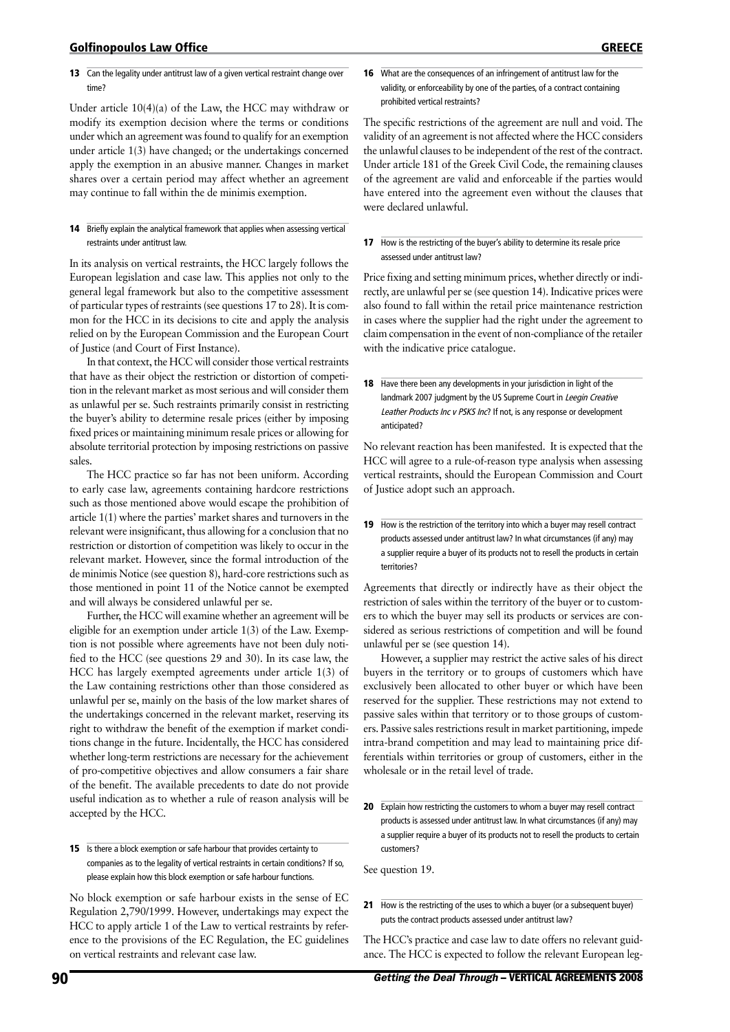**13** Can the legality under antitrust law of a given vertical restraint change over time?

Under article 10(4)(a) of the Law, the HCC may withdraw or modify its exemption decision where the terms or conditions under which an agreement was found to qualify for an exemption under article 1(3) have changed; or the undertakings concerned apply the exemption in an abusive manner. Changes in market shares over a certain period may affect whether an agreement may continue to fall within the de minimis exemption.

**14** Briefly explain the analytical framework that applies when assessing vertical restraints under antitrust law.

In its analysis on vertical restraints, the HCC largely follows the European legislation and case law. This applies not only to the general legal framework but also to the competitive assessment of particular types of restraints (see questions 17 to 28). It is common for the HCC in its decisions to cite and apply the analysis relied on by the European Commission and the European Court of Justice (and Court of First Instance).

In that context, the HCC will consider those vertical restraints that have as their object the restriction or distortion of competition in the relevant market as most serious and will consider them as unlawful per se. Such restraints primarily consist in restricting the buyer's ability to determine resale prices (either by imposing fixed prices or maintaining minimum resale prices or allowing for absolute territorial protection by imposing restrictions on passive sales.

The HCC practice so far has not been uniform. According to early case law, agreements containing hardcore restrictions such as those mentioned above would escape the prohibition of article 1(1) where the parties' market shares and turnovers in the relevant were insignificant, thus allowing for a conclusion that no restriction or distortion of competition was likely to occur in the relevant market. However, since the formal introduction of the de minimis Notice (see question 8), hard-core restrictions such as those mentioned in point 11 of the Notice cannot be exempted and will always be considered unlawful per se.

Further, the HCC will examine whether an agreement will be eligible for an exemption under article 1(3) of the Law. Exemption is not possible where agreements have not been duly notified to the HCC (see questions 29 and 30). In its case law, the HCC has largely exempted agreements under article 1(3) of the Law containing restrictions other than those considered as unlawful per se, mainly on the basis of the low market shares of the undertakings concerned in the relevant market, reserving its right to withdraw the benefit of the exemption if market conditions change in the future. Incidentally, the HCC has considered whether long-term restrictions are necessary for the achievement of pro-competitive objectives and allow consumers a fair share of the benefit. The available precedents to date do not provide useful indication as to whether a rule of reason analysis will be accepted by the HCC.

**15** Is there a block exemption or safe harbour that provides certainty to companies as to the legality of vertical restraints in certain conditions? If so, please explain how this block exemption or safe harbour functions.

No block exemption or safe harbour exists in the sense of EC Regulation 2,790/1999. However, undertakings may expect the HCC to apply article 1 of the Law to vertical restraints by reference to the provisions of the EC Regulation, the EC guidelines on vertical restraints and relevant case law.

**16** What are the consequences of an infringement of antitrust law for the validity, or enforceability by one of the parties, of a contract containing prohibited vertical restraints?

The specific restrictions of the agreement are null and void. The validity of an agreement is not affected where the HCC considers the unlawful clauses to be independent of the rest of the contract. Under article 181 of the Greek Civil Code, the remaining clauses of the agreement are valid and enforceable if the parties would have entered into the agreement even without the clauses that were declared unlawful.

**17** How is the restricting of the buyer's ability to determine its resale price assessed under antitrust law?

Price fixing and setting minimum prices, whether directly or indirectly, are unlawful per se (see question 14). Indicative prices were also found to fall within the retail price maintenance restriction in cases where the supplier had the right under the agreement to claim compensation in the event of non-compliance of the retailer with the indicative price catalogue.

**18** Have there been any developments in your jurisdiction in light of the landmark 2007 judgment by the US Supreme Court in *Leegin Creative Leather Products Inc v PSKS Inc*? If not, is any response or development anticipated?

No relevant reaction has been manifested. It is expected that the HCC will agree to a rule-of-reason type analysis when assessing vertical restraints, should the European Commission and Court of Justice adopt such an approach.

**19** How is the restriction of the territory into which a buyer may resell contract products assessed under antitrust law? In what circumstances (if any) may a supplier require a buyer of its products not to resell the products in certain territories?

Agreements that directly or indirectly have as their object the restriction of sales within the territory of the buyer or to customers to which the buyer may sell its products or services are considered as serious restrictions of competition and will be found unlawful per se (see question 14).

However, a supplier may restrict the active sales of his direct buyers in the territory or to groups of customers which have exclusively been allocated to other buyer or which have been reserved for the supplier. These restrictions may not extend to passive sales within that territory or to those groups of customers. Passive sales restrictions result in market partitioning, impede intra-brand competition and may lead to maintaining price differentials within territories or group of customers, either in the wholesale or in the retail level of trade.

**20** Explain how restricting the customers to whom a buyer may resell contract products is assessed under antitrust law. In what circumstances (if any) may a supplier require a buyer of its products not to resell the products to certain customers?

See question 19.

**21** How is the restricting of the uses to which a buyer (or a subsequent buyer) puts the contract products assessed under antitrust law?

The HCC's practice and case law to date offers no relevant guidance. The HCC is expected to follow the relevant European leg-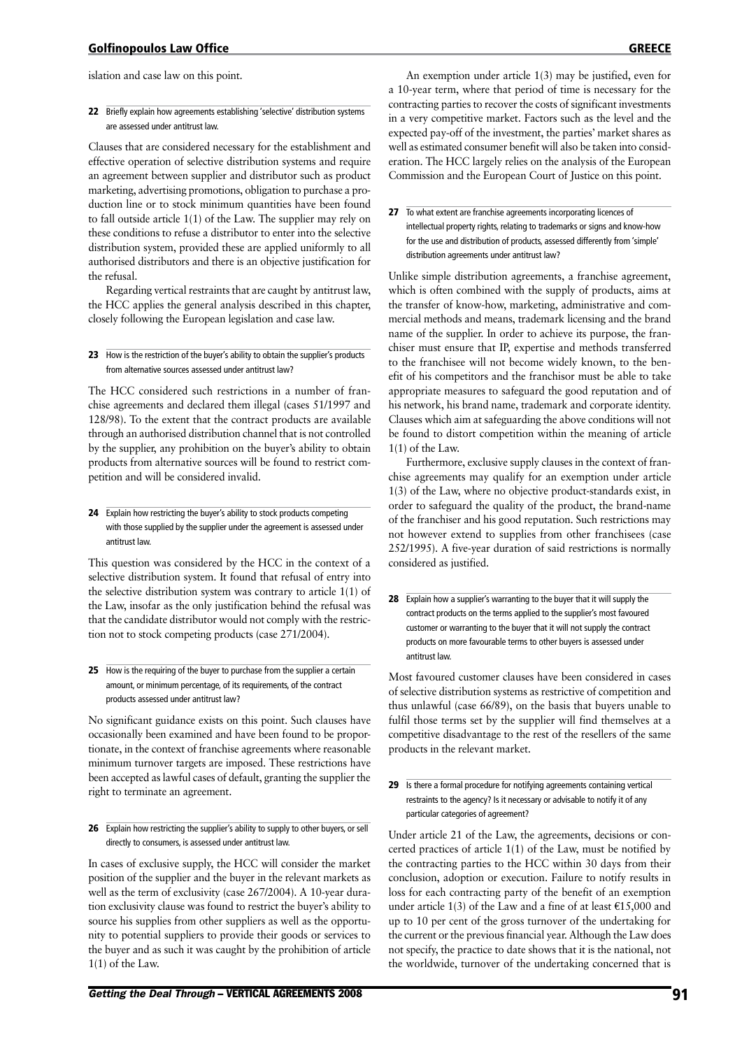islation and case law on this point.

**22** Briefly explain how agreements establishing 'selective' distribution systems are assessed under antitrust law.

Clauses that are considered necessary for the establishment and effective operation of selective distribution systems and require an agreement between supplier and distributor such as product marketing, advertising promotions, obligation to purchase a production line or to stock minimum quantities have been found to fall outside article 1(1) of the Law. The supplier may rely on these conditions to refuse a distributor to enter into the selective distribution system, provided these are applied uniformly to all authorised distributors and there is an objective justification for the refusal.

Regarding vertical restraints that are caught by antitrust law, the HCC applies the general analysis described in this chapter, closely following the European legislation and case law.

**23** How is the restriction of the buyer's ability to obtain the supplier's products from alternative sources assessed under antitrust law?

The HCC considered such restrictions in a number of franchise agreements and declared them illegal (cases 51/1997 and 128/98). To the extent that the contract products are available through an authorised distribution channel that is not controlled by the supplier, any prohibition on the buyer's ability to obtain products from alternative sources will be found to restrict competition and will be considered invalid.

**24** Explain how restricting the buyer's ability to stock products competing with those supplied by the supplier under the agreement is assessed under antitrust law.

This question was considered by the HCC in the context of a selective distribution system. It found that refusal of entry into the selective distribution system was contrary to article 1(1) of the Law, insofar as the only justification behind the refusal was that the candidate distributor would not comply with the restriction not to stock competing products (case 271/2004).

**25** How is the requiring of the buyer to purchase from the supplier a certain amount, or minimum percentage, of its requirements, of the contract products assessed under antitrust law?

No significant guidance exists on this point. Such clauses have occasionally been examined and have been found to be proportionate, in the context of franchise agreements where reasonable minimum turnover targets are imposed. These restrictions have been accepted as lawful cases of default, granting the supplier the right to terminate an agreement.

**26** Explain how restricting the supplier's ability to supply to other buyers, or sell directly to consumers, is assessed under antitrust law.

In cases of exclusive supply, the HCC will consider the market position of the supplier and the buyer in the relevant markets as well as the term of exclusivity (case 267/2004). A 10-year duration exclusivity clause was found to restrict the buyer's ability to source his supplies from other suppliers as well as the opportunity to potential suppliers to provide their goods or services to the buyer and as such it was caught by the prohibition of article 1(1) of the Law.

An exemption under article 1(3) may be justified, even for a 10-year term, where that period of time is necessary for the contracting parties to recover the costs of significant investments in a very competitive market. Factors such as the level and the expected pay-off of the investment, the parties' market shares as well as estimated consumer benefit will also be taken into consideration. The HCC largely relies on the analysis of the European Commission and the European Court of Justice on this point.

**27** To what extent are franchise agreements incorporating licences of intellectual property rights, relating to trademarks or signs and know-how for the use and distribution of products, assessed differently from 'simple' distribution agreements under antitrust law?

Unlike simple distribution agreements, a franchise agreement, which is often combined with the supply of products, aims at the transfer of know-how, marketing, administrative and commercial methods and means, trademark licensing and the brand name of the supplier. In order to achieve its purpose, the franchiser must ensure that IP, expertise and methods transferred to the franchisee will not become widely known, to the benefit of his competitors and the franchisor must be able to take appropriate measures to safeguard the good reputation and of his network, his brand name, trademark and corporate identity. Clauses which aim at safeguarding the above conditions will not be found to distort competition within the meaning of article 1(1) of the Law.

Furthermore, exclusive supply clauses in the context of franchise agreements may qualify for an exemption under article 1(3) of the Law, where no objective product-standards exist, in order to safeguard the quality of the product, the brand-name of the franchiser and his good reputation. Such restrictions may not however extend to supplies from other franchisees (case 252/1995). A five-year duration of said restrictions is normally considered as justified.

**28** Explain how a supplier's warranting to the buyer that it will supply the contract products on the terms applied to the supplier's most favoured customer or warranting to the buyer that it will not supply the contract products on more favourable terms to other buyers is assessed under antitrust law.

Most favoured customer clauses have been considered in cases of selective distribution systems as restrictive of competition and thus unlawful (case 66/89), on the basis that buyers unable to fulfil those terms set by the supplier will find themselves at a competitive disadvantage to the rest of the resellers of the same products in the relevant market.

**29** Is there a formal procedure for notifying agreements containing vertical restraints to the agency? Is it necessary or advisable to notify it of any particular categories of agreement?

Under article 21 of the Law, the agreements, decisions or concerted practices of article 1(1) of the Law, must be notified by the contracting parties to the HCC within 30 days from their conclusion, adoption or execution. Failure to notify results in loss for each contracting party of the benefit of an exemption under article 1(3) of the Law and a fine of at least €15,000 and up to 10 per cent of the gross turnover of the undertaking for the current or the previous financial year. Although the Law does not specify, the practice to date shows that it is the national, not the worldwide, turnover of the undertaking concerned that is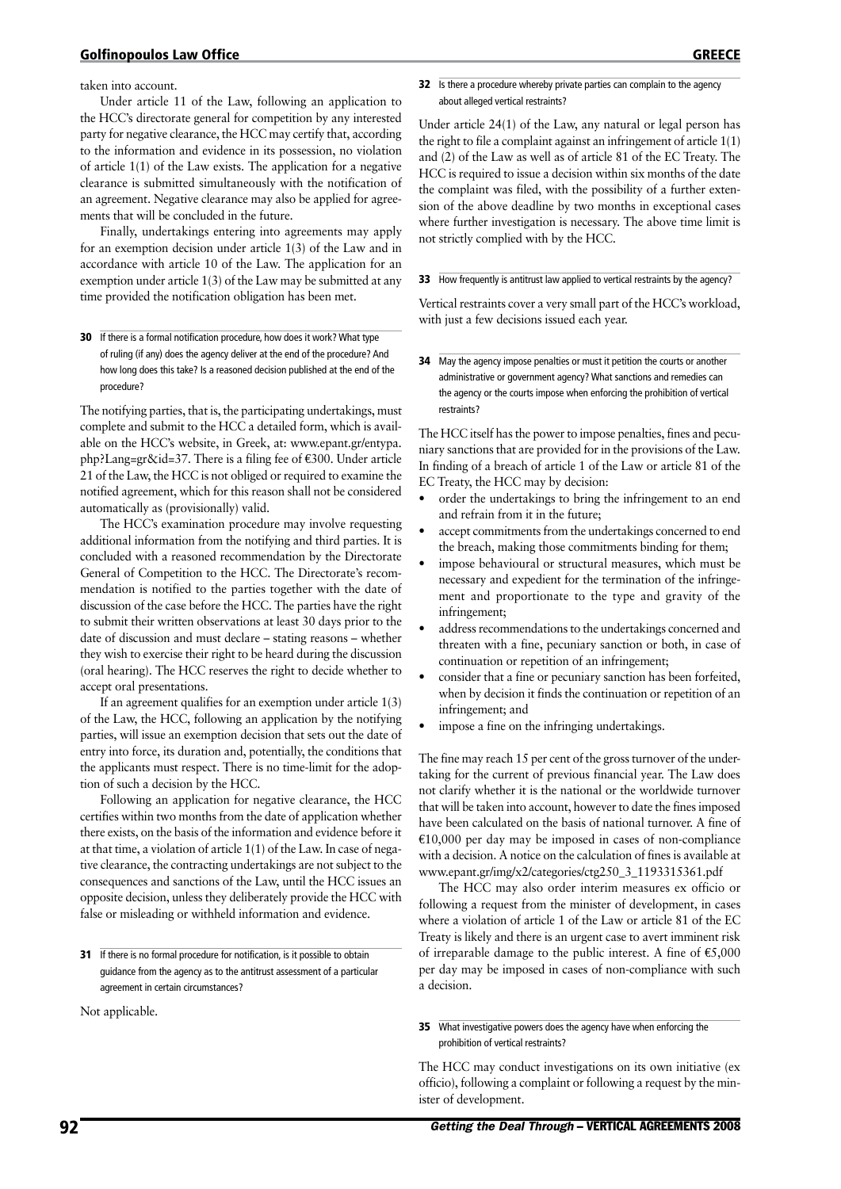taken into account.

Under article 11 of the Law, following an application to the HCC's directorate general for competition by any interested party for negative clearance, the HCC may certify that, according to the information and evidence in its possession, no violation of article 1(1) of the Law exists. The application for a negative clearance is submitted simultaneously with the notification of an agreement. Negative clearance may also be applied for agreements that will be concluded in the future.

Finally, undertakings entering into agreements may apply for an exemption decision under article 1(3) of the Law and in accordance with article 10 of the Law. The application for an exemption under article 1(3) of the Law may be submitted at any time provided the notification obligation has been met.

**30** If there is a formal notification procedure, how does it work? What type of ruling (if any) does the agency deliver at the end of the procedure? And how long does this take? Is a reasoned decision published at the end of the procedure?

The notifying parties, that is, the participating undertakings, must complete and submit to the HCC a detailed form, which is available on the HCC's website, in Greek, at: www.epant.gr/entypa.php?Lang=gr&id=37. There is a filing fee of €300. Under article 21 of the Law, the HCC is not obliged or required to examine the notified agreement, which for this reason shall not be considered automatically as (provisionally) valid.

The HCC's examination procedure may involve requesting additional information from the notifying and third parties. It is concluded with a reasoned recommendation by the Directorate General of Competition to the HCC. The Directorate's recommendation is notified to the parties together with the date of discussion of the case before the HCC. The parties have the right to submit their written observations at least 30 days prior to the date of discussion and must declare – stating reasons – whether they wish to exercise their right to be heard during the discussion (oral hearing). The HCC reserves the right to decide whether to accept oral presentations.

If an agreement qualifies for an exemption under article 1(3) of the Law, the HCC, following an application by the notifying parties, will issue an exemption decision that sets out the date of entry into force, its duration and, potentially, the conditions that the applicants must respect. There is no time-limit for the adoption of such a decision by the HCC.

Following an application for negative clearance, the HCC certifies within two months from the date of application whether there exists, on the basis of the information and evidence before it at that time, a violation of article 1(1) of the Law. In case of negative clearance, the contracting undertakings are not subject to the consequences and sanctions of the Law, until the HCC issues an opposite decision, unless they deliberately provide the HCC with false or misleading or withheld information and evidence.

**31** If there is no formal procedure for notification, is it possible to obtain guidance from the agency as to the antitrust assessment of a particular agreement in certain circumstances?

Not applicable.

**32** Is there a procedure whereby private parties can complain to the agency about alleged vertical restraints?

Under article 24(1) of the Law, any natural or legal person has the right to file a complaint against an infringement of article 1(1) and (2) of the Law as well as of article 81 of the EC Treaty. The HCC is required to issue a decision within six months of the date the complaint was filed, with the possibility of a further extension of the above deadline by two months in exceptional cases where further investigation is necessary. The above time limit is not strictly complied with by the HCC.

**33** How frequently is antitrust law applied to vertical restraints by the agency?

Vertical restraints cover a very small part of the HCC's workload, with just a few decisions issued each year.

**34** May the agency impose penalties or must it petition the courts or another administrative or government agency? What sanctions and remedies can the agency or the courts impose when enforcing the prohibition of vertical restraints?

The HCC itself has the power to impose penalties, fines and pecuniary sanctions that are provided for in the provisions of the Law. In finding of a breach of article 1 of the Law or article 81 of the EC Treaty, the HCC may by decision:

- order the undertakings to bring the infringement to an end and refrain from it in the future;
- accept commitments from the undertakings concerned to end the breach, making those commitments binding for them;
- impose behavioural or structural measures, which must be necessary and expedient for the termination of the infringement and proportionate to the type and gravity of the infringement;
- address recommendations to the undertakings concerned and threaten with a fine, pecuniary sanction or both, in case of continuation or repetition of an infringement;
- consider that a fine or pecuniary sanction has been forfeited, when by decision it finds the continuation or repetition of an infringement; and
- impose a fine on the infringing undertakings.

The fine may reach 15 per cent of the gross turnover of the undertaking for the current of previous financial year. The Law does not clarify whether it is the national or the worldwide turnover that will be taken into account, however to date the fines imposed have been calculated on the basis of national turnover. A fine of €10,000 per day may be imposed in cases of non-compliance with a decision. A notice on the calculation of fines is available at www.epant.gr/img/x2/categories/ctg250_3_1193315361.pdf

The HCC may also order interim measures ex officio or following a request from the minister of development, in cases where a violation of article 1 of the Law or article 81 of the EC Treaty is likely and there is an urgent case to avert imminent risk of irreparable damage to the public interest. A fine of €5,000 per day may be imposed in cases of non-compliance with such a decision.

**35** What investigative powers does the agency have when enforcing the prohibition of vertical restraints?

The HCC may conduct investigations on its own initiative (ex officio), following a complaint or following a request by the minister of development.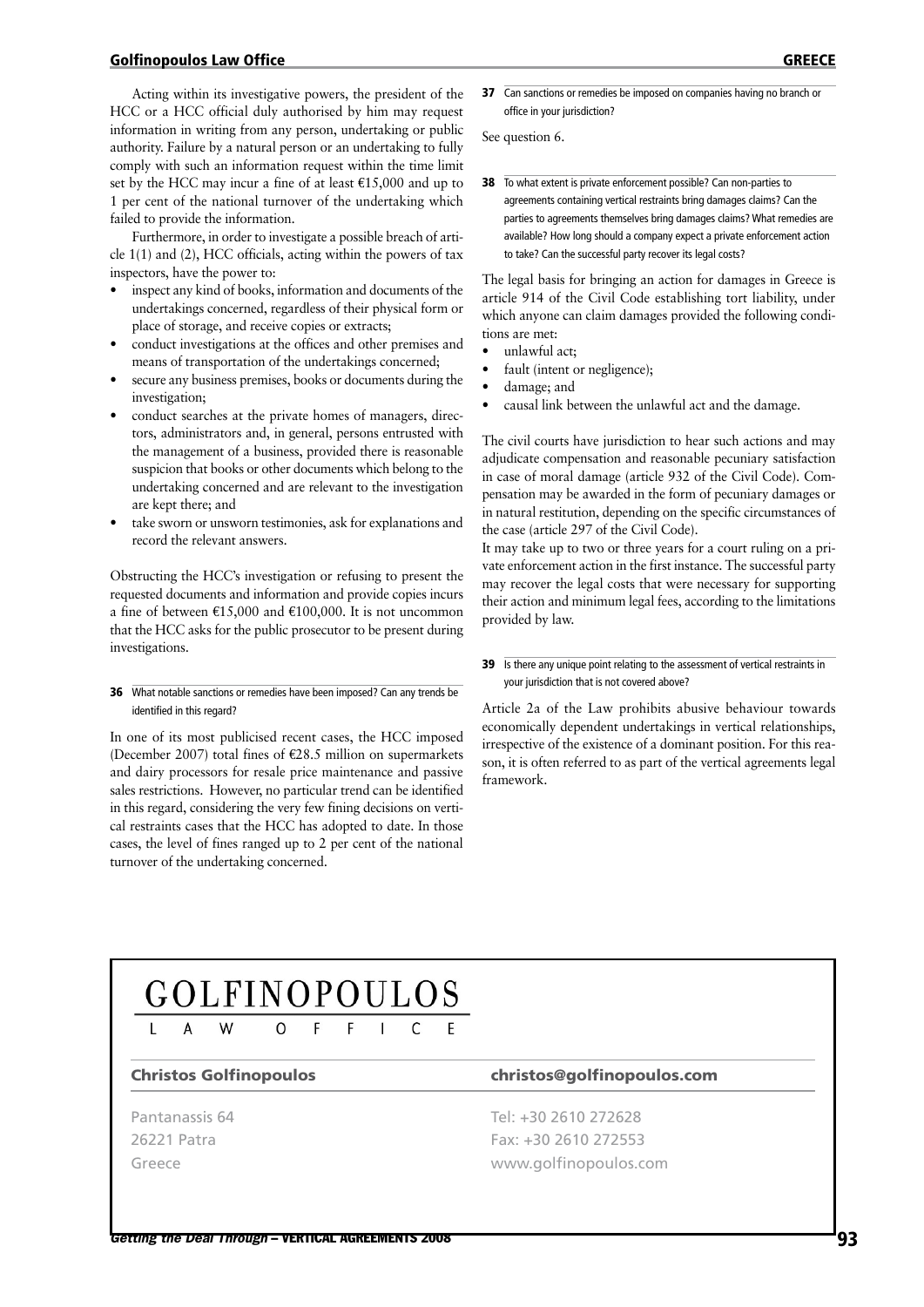Acting within its investigative powers, the president of the HCC or a HCC official duly authorised by him may request information in writing from any person, undertaking or public authority. Failure by a natural person or an undertaking to fully comply with such an information request within the time limit set by the HCC may incur a fine of at least €15,000 and up to 1 per cent of the national turnover of the undertaking which failed to provide the information.

Furthermore, in order to investigate a possible breach of article 1(1) and (2), HCC officials, acting within the powers of tax inspectors, have the power to:

- inspect any kind of books, information and documents of the undertakings concerned, regardless of their physical form or place of storage, and receive copies or extracts;
- conduct investigations at the offices and other premises and means of transportation of the undertakings concerned;
- secure any business premises, books or documents during the investigation;
- conduct searches at the private homes of managers, directors, administrators and, in general, persons entrusted with the management of a business, provided there is reasonable suspicion that books or other documents which belong to the undertaking concerned and are relevant to the investigation are kept there; and
- take sworn or unsworn testimonies, ask for explanations and record the relevant answers.

Obstructing the HCC's investigation or refusing to present the requested documents and information and provide copies incurs a fine of between €15,000 and €100,000. It is not uncommon that the HCC asks for the public prosecutor to be present during investigations.

**36** What notable sanctions or remedies have been imposed? Can any trends be identified in this regard?

In one of its most publicised recent cases, the HCC imposed (December 2007) total fines of €28.5 million on supermarkets and dairy processors for resale price maintenance and passive sales restrictions. However, no particular trend can be identified in this regard, considering the very few fining decisions on vertical restraints cases that the HCC has adopted to date. In those cases, the level of fines ranged up to 2 per cent of the national turnover of the undertaking concerned.

**37** Can sanctions or remedies be imposed on companies having no branch or office in your jurisdiction?

See question 6.

**38** To what extent is private enforcement possible? Can non-parties to agreements containing vertical restraints bring damages claims? Can the parties to agreements themselves bring damages claims? What remedies are available? How long should a company expect a private enforcement action to take? Can the successful party recover its legal costs?

The legal basis for bringing an action for damages in Greece is article 914 of the Civil Code establishing tort liability, under which anyone can claim damages provided the following conditions are met:

- unlawful act;
- fault (intent or negligence);
- damage; and
- causal link between the unlawful act and the damage.

The civil courts have jurisdiction to hear such actions and may adjudicate compensation and reasonable pecuniary satisfaction in case of moral damage (article 932 of the Civil Code). Compensation may be awarded in the form of pecuniary damages or in natural restitution, depending on the specific circumstances of the case (article 297 of the Civil Code).

It may take up to two or three years for a court ruling on a private enforcement action in the first instance. The successful party may recover the legal costs that were necessary for supporting their action and minimum legal fees, according to the limitations provided by law.

**39** Is there any unique point relating to the assessment of vertical restraints in your jurisdiction that is not covered above?

Article 2a of the Law prohibits abusive behaviour towards economically dependent undertakings in vertical relationships, irrespective of the existence of a dominant position. For this reason, it is often referred to as part of the vertical agreements legal framework.

GOLFINOPOULOS
LAW OFFICE

**Christos Golfinopoulos** — **christos@golfinopoulos.com**

Pantanassis 64
26221 Patra
Greece

Tel: +30 2610 272628
Fax: +30 2610 272553
www.golfinopoulos.com